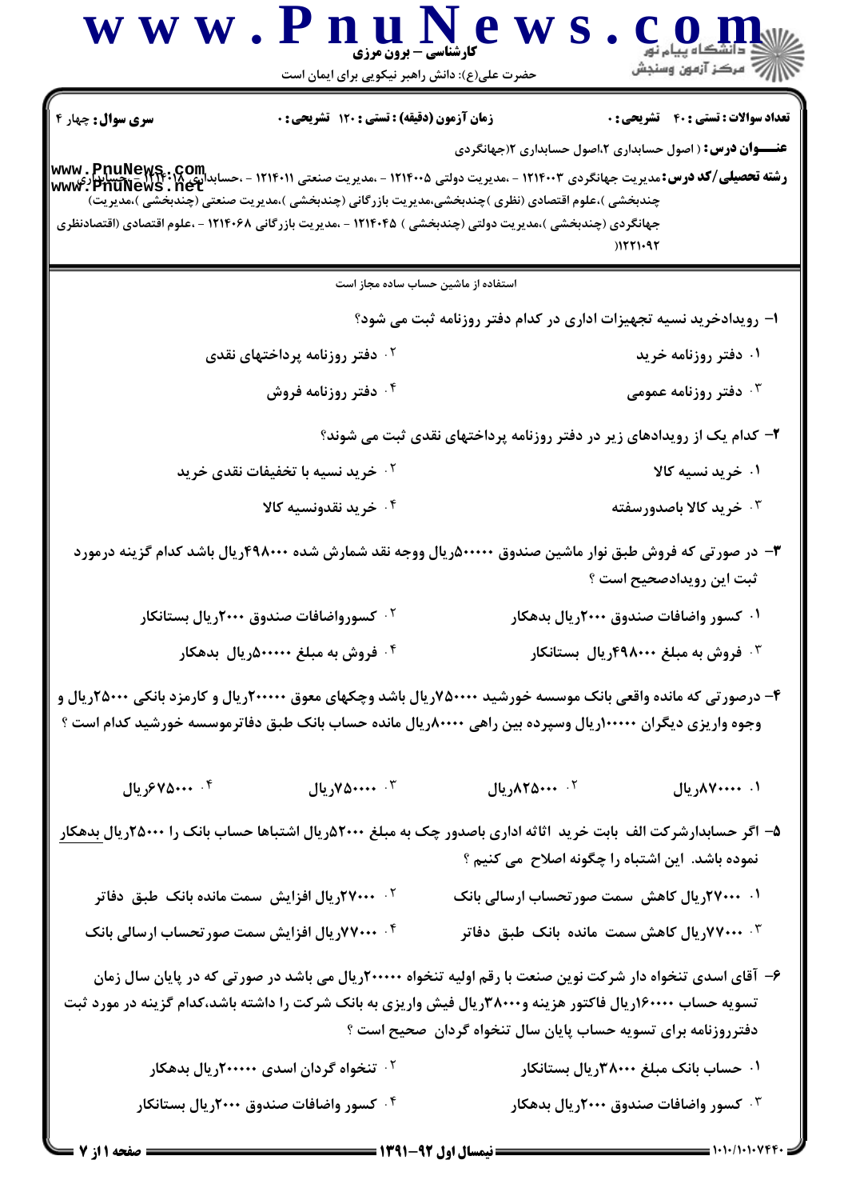**کارشناسی - برون مرزی**

حضرت علی(ع): دانش راهبر نیکویی برای ایمان است

**سری سوال:** چهار ۴

**زمان آزمون (دقیقه) : تستی : ۱۲۰ تشریحی : ۰**

**تعداد سوالات : تستی : ۴۰ تشریحی : ۰**

**عنـــوان درس :** ( اصول حسابداری ۲،اصول حسابداری ۲(جهانگردی

**رشته تحصیلی/کد درس:** مدیریت جهانگردی ۱۲۱۴۰۰۳ - ،مدیریت دولتی ۱۲۱۴۰۰۵ - ،مدیریت صنعتی ۱۲۱۴۰۱۱ - ،حسابداری ۱۲۱۴۰۱۸ - ،حسابداری (چندبخشی )،علوم اقتصادی (نظری )چندبخشی،مدیریت بازرگانی (چندبخشی )،مدیریت صنعتی (چندبخشی )،مدیریت جهانگردی (چندبخشی )،مدیریت دولتی (چندبخشی ) ۱۲۱۴۰۴۵ - ،مدیریت بازرگانی ۱۲۱۴۰۶۸ - ،علوم اقتصادی (اقتصادنظری ۱۲۲۱۰۹۲)

استفاده از ماشین حساب ساده مجاز است

۱- رویدادخرید نسیه تجهیزات اداری در کدام دفتر روزنامه ثبت می شود؟

۱. دفتر روزنامه خرید

۲. دفتر روزنامه پرداختهای نقدی

۳. دفتر روزنامه عمومی

۴. دفتر روزنامه فروش

۲- کدام یک از رویدادهای زیر در دفتر روزنامه پرداختهای نقدی ثبت می شوند؟

۱. خرید نسیه کالا

۲. خرید نسیه با تخفیفات نقدی خرید

۳. خرید کالا باصدورسفته

۴. خرید نقدونسیه کالا

۳- در صورتی که فروش طبق نوار ماشین صندوق ۵۰۰۰۰۰ریال ووجه نقد شمارش شده ۴۹۸۰۰۰ریال باشد کدام گزینه درمورد ثبت این رویدادصحیح است ؟

۱. کسور واضافات صندوق ۲۰۰۰ریال بدهکار

۲. کسورواضافات صندوق ۲۰۰۰ریال بستانکار

۳. فروش به مبلغ ۴۹۸۰۰۰ریال بستانکار

۴. فروش به مبلغ ۵۰۰۰۰۰ریال بدهکار

۴- درصورتی که مانده واقعی بانک موسسه خورشید ۷۵۰۰۰۰ریال باشد وچکهای معوق ۲۰۰۰۰۰ریال و کارمزد بانکی ۲۵۰۰۰ریال و وجوه واریزی دیگران ۱۰۰۰۰۰ریال وسپرده بین راهی ۸۰۰۰۰ریال مانده حساب بانک طبق دفاترموسسه خورشید کدام است ؟

۱. ۸۷۰۰۰۰ریال

۲. ۸۲۵۰۰۰ریال

۳. ۷۵۰۰۰۰ریال

۴. ۶۷۵۰۰۰ریال

۵- اگر حسابدارشرکت الف بابت خرید اثاثه اداری باصدور چک به مبلغ ۵۲۰۰۰ریال اشتباها حساب بانک را ۲۵۰۰۰ریال بدهکار نموده باشد. این اشتباه را چگونه اصلاح می کنیم ؟

۱. ۲۷۰۰۰ریال کاهش سمت صورتحساب ارسالی بانک

۲. ۲۷۰۰۰ریال افزایش سمت مانده بانک طبق دفاتر

۳. ۷۷۰۰۰ریال کاهش سمت مانده بانک طبق دفاتر

۴. ۷۷۰۰۰ریال افزایش سمت صورتحساب ارسالی بانک

۶- آقای اسدی تنخواه دار شرکت نوین صنعت با رقم اولیه تنخواه ۲۰۰۰۰۰ریال می باشد در صورتی که در پایان سال زمان تسویه حساب ۱۶۰۰۰۰ریال فاکتور هزینه و۳۸۰۰۰ریال فیش واریزی به بانک شرکت را داشته باشد،کدام گزینه در مورد ثبت دفترروزنامه برای تسویه حساب پایان سال تنخواه گردان صحیح است ؟

۱. حساب بانک مبلغ ۳۸۰۰۰ریال بستانکار

۲. تنخواه گردان اسدی ۲۰۰۰۰۰ریال بدهکار

۳. کسور واضافات صندوق ۲۰۰۰ریال بدهکار

۴. کسور واضافات صندوق ۲۰۰۰ریال بستانکار

نیمسال اول ۹۲-۱۳۹۱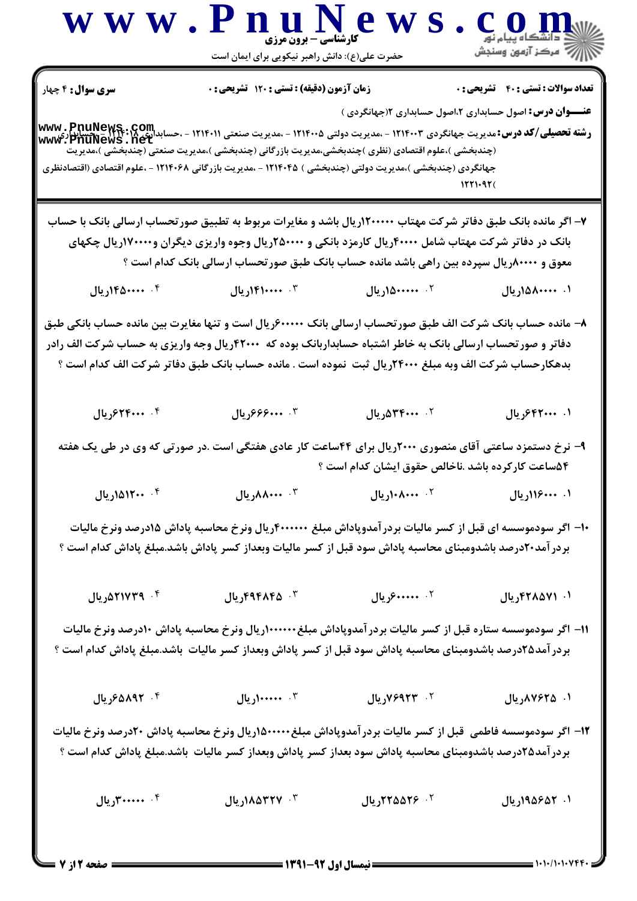**سری سوال:** ۴ چهار | **زمان آزمون (دقیقه) : تستی :** ۱۲۰ **تشریحی :** ۰ | **تعداد سوالات : تستی :** ۴۰ **تشریحی :** ۰

**عنـــوان درس:** اصول حسابداری ۲،اصول حسابداری ۲(جهانگردی )

**رشته تحصیلی/کد درس:** مدیریت جهانگردی ۱۲۱۴۰۰۳ - ،مدیریت دولتی ۱۲۱۴۰۰۵ - ،مدیریت صنعتی ۱۲۱۴۰۱۱ - ،حسابداری ۱۲۱۴۰۱۸ - ،حسابداری (چندبخشی )،علوم اقتصادی (نظری )چندبخشی،مدیریت بازرگانی (چندبخشی )،مدیریت صنعتی (چندبخشی )،مدیریت جهانگردی (چندبخشی )،مدیریت دولتی (چندبخشی ) ۱۲۱۴۰۴۵ - ،مدیریت بازرگانی ۱۲۱۴۰۶۸ - ،علوم اقتصادی (اقتصادنظری ۱۲۲۱۰۹۲(

۷- اگر مانده بانک طبق دفاتر شرکت مهتاب ۱۲۰۰۰۰۰ریال باشد و مغایرات مربوط به تطبیق صورتحساب ارسالی بانک با حساب بانک در دفاتر شرکت مهتاب شامل ۴۰۰۰۰ریال کارمزد بانکی و ۲۵۰۰۰۰ریال وجوه واریزی دیگران و۱۷۰۰۰۰ریال چکهای معوق و ۸۰۰۰۰ریال سپرده بین راهی باشد مانده حساب بانک طبق صورتحساب ارسالی بانک کدام است ؟

۱. ۱۵۸۰۰۰۰ریال

۲. ۱۵۰۰۰۰۰ریال

۳. ۱۴۱۰۰۰۰ریال

۴. ۱۴۵۰۰۰۰ریال

۸- مانده حساب بانک شرکت الف طبق صورتحساب ارسالی بانک ۶۰۰۰۰۰ریال است و تنها مغایرت بین مانده حساب بانکی طبق دفاتر و صورتحساب ارسالی بانک به خاطر اشتباه حسابداربانک بوده که ۴۲۰۰۰ریال وجه واریزی به حساب شرکت الف رادر بدهکارحساب شرکت الف وبه مبلغ ۲۴۰۰۰ریال ثبت نموده است . مانده حساب بانک طبق دفاتر شرکت الف کدام است ؟

۱. ۶۴۲۰۰۰ریال

۲. ۵۳۴۰۰۰ریال

۳. ۶۶۶۰۰۰ریال

۴. ۶۲۴۰۰۰ریال

۹- نرخ دستمزد ساعتی آقای منصوری ۲۰۰۰ریال برای ۴۴ساعت کار عادی هفتگی است .در صورتی که وی در طی یک هفته ۵۴ساعت کارکرده باشد .ناخالص حقوق ایشان کدام است ؟

۱. ۱۱۶۰۰۰ریال

۲. ۱۰۸۰۰۰ریال

۳. ۸۸۰۰۰ریال

۴. ۱۵۱۲۰۰ریال

۱۰- اگر سودموسسه ای قبل از کسر مالیات بردرآمدوپاداش مبلغ ۴۰۰۰۰۰۰ریال ونرخ محاسبه پاداش ۱۵درصد ونرخ مالیات بردرآمد۲۰درصد باشدومبنای محاسبه پاداش سود قبل از کسر مالیات وبعداز کسر پاداش باشد.مبلغ پاداش کدام است ؟

۱. ۴۲۸۵۷۱ریال

۲. ۶۰۰۰۰۰ریال

۳. ۴۹۴۸۴۵ریال

۴. ۵۲۱۷۳۹ریال

۱۱- اگر سودموسسه ستاره قبل از کسر مالیات بردرآمدوپاداش مبلغ۱۰۰۰۰۰۰ریال ونرخ محاسبه پاداش ۱۰درصد ونرخ مالیات بردرآمد۲۵درصد باشدومبنای محاسبه پاداش سود قبل از کسر پاداش وبعداز کسر مالیات باشد.مبلغ پاداش کدام است ؟

۱. ۸۷۶۲۵ریال

۲. ۷۶۹۲۳ریال

۳. ۱۰۰۰۰۰ریال

۴. ۶۵۸۹۲ریال

۱۲- اگر سودموسسه فاطمی قبل از کسر مالیات بردرآمدوپاداش مبلغ۱۵۰۰۰۰۰ریال ونرخ محاسبه پاداش ۲۰درصد ونرخ مالیات بردرآمد۲۵درصد باشدومبنای محاسبه پاداش سود بعداز کسر پاداش وبعداز کسر مالیات باشد.مبلغ پاداش کدام است ؟

۱. ۱۹۵۶۵۲ریال

۲. ۲۲۵۵۲۶ریال

۳. ۱۸۵۳۲۷ریال

۴. ۳۰۰۰۰۰ریال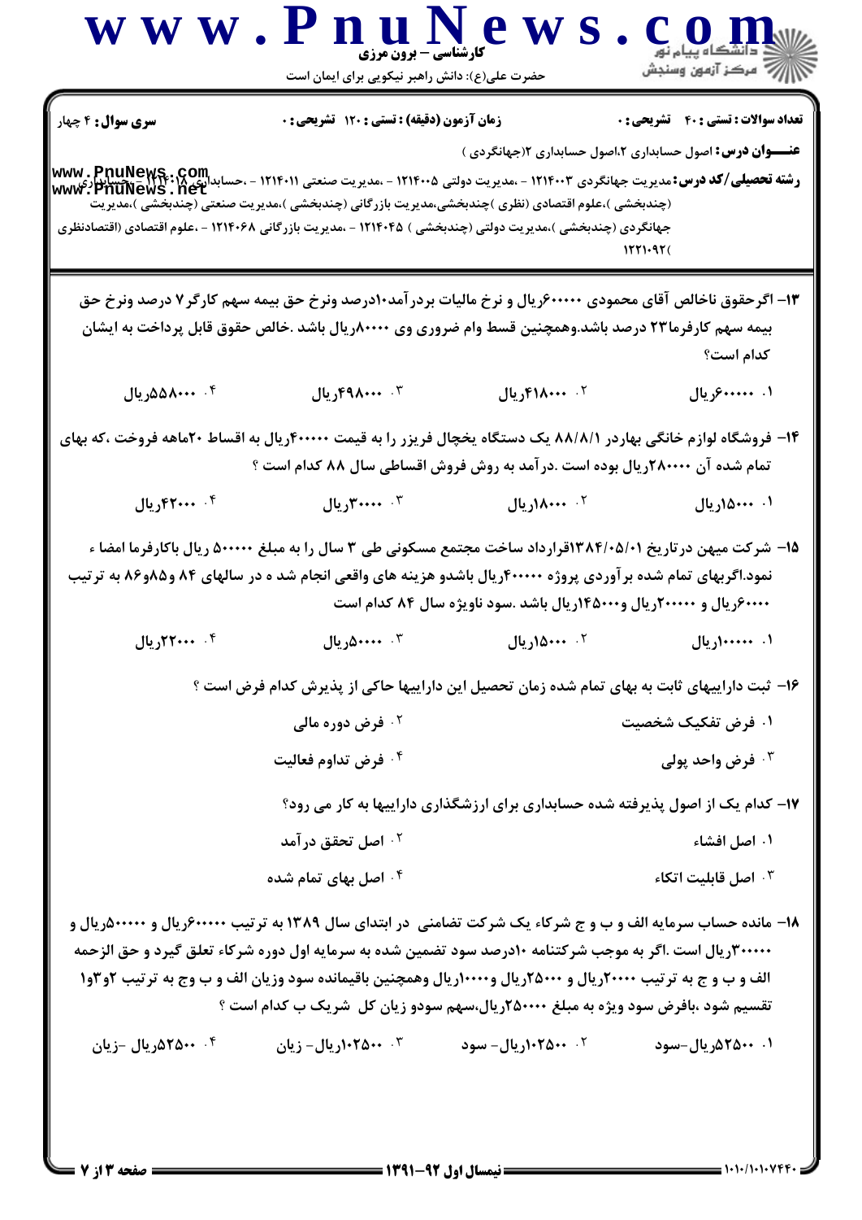**تعداد سوالات : تستی : ۴۰ تشریحی : ۰** | **زمان آزمون (دقیقه) : تستی : ۱۲۰ تشریحی : ۰** | **سری سوال : ۴ چهار**

**عنـــوان درس:** اصول حسابداری ۲،اصول حسابداری ۲(جهانگردی )

**رشته تحصیلی/کد درس:** مدیریت جهانگردی ۱۲۱۴۰۰۳ - ،مدیریت دولتی ۱۲۱۴۰۰۵ - ،مدیریت صنعتی ۱۲۱۴۰۱۱ - ،حسابداری ۱۲۱۴۰۱۸ - ،حسابداری (چندبخشی )،علوم اقتصادی (نظری )چندبخشی،مدیریت بازرگانی (چندبخشی )،مدیریت صنعتی (چندبخشی )،مدیریت جهانگردی (چندبخشی )،مدیریت دولتی (چندبخشی ) ۱۲۱۴۰۴۵ - ،مدیریت بازرگانی ۱۲۱۴۰۶۸ - ،علوم اقتصادی (اقتصادنظری ۱۲۲۱۰۹۲(

۱۳- اگرحقوق ناخالص آقای محمودی ۶۰۰۰۰۰ریال و نرخ مالیات بردرآمد۱۰درصد ونرخ حق بیمه سهم کارگر۷ درصد ونرخ حق بیمه سهم کارفرما۲۳ درصد باشد.وهمچنین قسط وام ضروری وی ۸۰۰۰۰ریال باشد .خالص حقوق قابل پرداخت به ایشان کدام است؟

۱. ۶۰۰۰۰۰ریال
۲. ۴۱۸۰۰۰ریال
۳. ۴۹۸۰۰۰ریال
۴. ۵۵۸۰۰۰ریال

۱۴- فروشگاه لوازم خانگی بهاردر ۸۸/۸/۱ یک دستگاه یخچال فریزر را به قیمت ۴۰۰۰۰۰ریال به اقساط ۲۰ماهه فروخت ،که بهای تمام شده آن ۲۸۰۰۰۰ریال بوده است .درآمد به روش فروش اقساطی سال ۸۸ کدام است ؟

۱. ۱۵۰۰۰ریال
۲. ۱۸۰۰۰ریال
۳. ۳۰۰۰۰ریال
۴. ۴۲۰۰۰ریال

۱۵- شرکت میهن درتاریخ ۱۳۸۴/۰۵/۰۱قرارداد ساخت مجتمع مسکونی طی ۳ سال را به مبلغ ۵۰۰۰۰۰ ریال باکارفرما امضاء نمود.اگربهای تمام شده برآوردی پروژه ۴۰۰۰۰۰ریال باشدو هزینه های واقعی انجام شد ه در سالهای ۸۴ و۸۵و۸۶ به ترتیب ۶۰۰۰۰ریال و ۲۰۰۰۰۰ریال و۱۴۵۰۰۰ریال باشد .سود ناویژه سال ۸۴ کدام است

۱. ۱۰۰۰۰۰ریال
۲. ۱۵۰۰۰ریال
۳. ۵۰۰۰۰ریال
۴. ۲۲۰۰۰ریال

۱۶- ثبت داراییهای ثابت به بهای تمام شده زمان تحصیل این داراییها حاکی از پذیرش کدام فرض است ؟

۱. فرض تفکیک شخصیت
۲. فرض دوره مالی
۳. فرض واحد پولی
۴. فرض تداوم فعالیت

۱۷- کدام یک از اصول پذیرفته شده حسابداری برای ارزشگذاری داراییها به کار می رود؟

۱. اصل افشاء
۲. اصل تحقق درآمد
۳. اصل قابلیت اتکاء
۴. اصل بهای تمام شده

۱۸- مانده حساب سرمایه الف و ب و ج شرکاء یک شرکت تضامنی در ابتدای سال ۱۳۸۹ به ترتیب ۶۰۰۰۰۰ریال و ۵۰۰۰۰۰ریال و ۳۰۰۰۰۰ریال است .اگر به موجب شرکتنامه ۱۰درصد سود تضمین شده به سرمایه اول دوره شرکاء تعلق گیرد و حق الزحمه الف و ب و ج به ترتیب ۲۰۰۰۰ریال و ۲۵۰۰۰ریال و۱۰۰۰۰ریال وهمچنین باقیمانده سود وزیان الف و ب وج به ترتیب ۲و۳و۱ تقسیم شود ،بافرض سود ویژه به مبلغ ۲۵۰۰۰۰ریال،سهم سودو زیان کل شریک ب کدام است ؟

۱. ۵۲۵۰۰ریال-سود
۲. ۱۰۲۵۰۰ریال- سود
۳. ۱۰۲۵۰۰ریال- زیان
۴. ۵۲۵۰۰ریال -زیان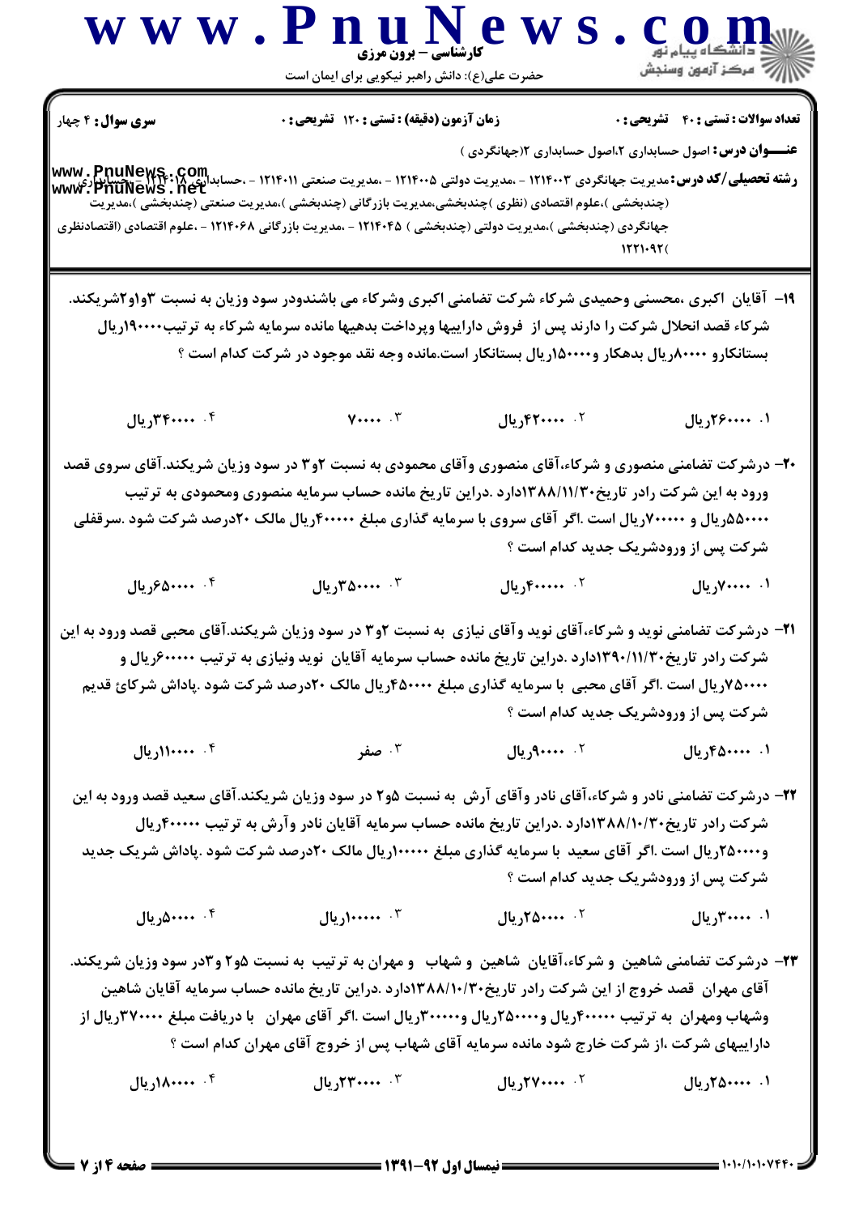**سری سوال:** ۴ چهار

**زمان آزمون (دقیقه) : تستی : ۱۲۰ تشریحی : ۰**

**تعداد سوالات : تستی : ۴۰ تشریحی : ۰**

**عنـــوان درس:** اصول حسابداری ۲،اصول حسابداری ۲(جهانگردی )

**رشته تحصیلی/کد درس:** مدیریت جهانگردی ۱۲۱۴۰۰۳ - ،مدیریت دولتی ۱۲۱۴۰۰۵ - ،مدیریت صنعتی ۱۲۱۴۰۱۱ - ،حسابداری ۱۲۱۴۰۱۸ - ،حسابداری (چندبخشی )،علوم اقتصادی (نظری )چندبخشی،مدیریت بازرگانی (چندبخشی )،مدیریت صنعتی (چندبخشی )،مدیریت جهانگردی (چندبخشی )،مدیریت دولتی (چندبخشی ) ۱۲۱۴۰۴۵ - ،مدیریت بازرگانی ۱۲۱۴۰۶۸ - ،علوم اقتصادی (اقتصادنظری ۱۲۲۱۰۹۲(

۱۹- آقایان اکبری ،محسنی وحمیدی شرکاء شرکت تضامنی اکبری وشرکاء می باشندودر سود وزیان به نسبت ۳و۱و۲شریکند. شرکاء قصد انحلال شرکت را دارند پس از فروش داراییها وپرداخت بدهیها مانده سرمایه شرکاء به ترتیب ۱۹۰۰۰۰ریال بستانکارو ۸۰۰۰۰ریال بدهکار و۱۵۰۰۰۰ریال بستانکار است.مانده وجه نقد موجود در شرکت کدام است ؟

۱. ۲۶۰۰۰۰ریال
۲. ۴۲۰۰۰۰ریال
۳. ۷۰۰۰۰
۴. ۳۴۰۰۰۰ریال

۲۰- درشرکت تضامنی منصوری و شرکاء،آقای منصوری وآقای محمودی به نسبت ۲و۳ در سود وزیان شریکند.آقای سروی قصد ورود به این شرکت رادر تاریخ۱۳۸۸/۱۱/۳۰دارد .دراین تاریخ مانده حساب سرمایه منصوری ومحمودی به ترتیب ۵۵۰۰۰۰ریال و ۷۰۰۰۰۰ریال است .اگر آقای سروی با سرمایه گذاری مبلغ ۴۰۰۰۰۰ریال مالک ۲۰درصد شرکت شود .سرقفلی شرکت پس از ورودشریک جدید کدام است ؟

۱. ۷۰۰۰۰ریال
۲. ۴۰۰۰۰۰ریال
۳. ۳۵۰۰۰۰ریال
۴. ۶۵۰۰۰۰ریال

۲۱- درشرکت تضامنی نوید و شرکاء،آقای نوید وآقای نیازی به نسبت ۲و۳ در سود وزیان شریکند.آقای محبی قصد ورود به این شرکت رادر تاریخ۱۳۹۰/۱۱/۳۰دارد .دراین تاریخ مانده حساب سرمایه آقایان نوید ونیازی به ترتیب ۶۰۰۰۰۰ریال و ۷۵۰۰۰۰ریال است .اگر آقای محبی با سرمایه گذاری مبلغ ۴۵۰۰۰۰ریال مالک ۲۰درصد شرکت شود .پاداش شرکاۀ قدیم شرکت پس از ورودشریک جدید کدام است ؟

۱. ۴۵۰۰۰۰ریال
۲. ۹۰۰۰۰ریال
۳. صفر
۴. ۱۱۰۰۰۰ریال

۲۲- درشرکت تضامنی نادر و شرکاء،آقای نادر وآقای آرش به نسبت ۵و۲ در سود وزیان شریکند.آقای سعید قصد ورود به این شرکت رادر تاریخ۱۳۸۸/۱۰/۳۰دارد .دراین تاریخ مانده حساب سرمایه آقایان نادر وآرش به ترتیب ۴۰۰۰۰۰ریال و۲۵۰۰۰۰ریال است .اگر آقای سعید با سرمایه گذاری مبلغ ۱۰۰۰۰۰ریال مالک ۲۰درصد شرکت شود .پاداش شریک جدید شرکت پس از ورودشریک جدید کدام است ؟

۱. ۳۰۰۰۰ریال
۲. ۲۵۰۰۰۰ریال
۳. ۱۰۰۰۰۰ریال
۴. ۵۰۰۰۰ریال

۲۳- درشرکت تضامنی شاهین و شرکاء،آقایان شاهین و شهاب و مهران به ترتیب به نسبت ۵و۲ و۳در سود وزیان شریکند. آقای مهران قصد خروج از این شرکت رادر تاریخ۱۳۸۸/۱۰/۳۰دارد .دراین تاریخ مانده حساب سرمایه آقایان شاهین وشهاب ومهران به ترتیب ۴۰۰۰۰۰ریال و۲۵۰۰۰۰ریال و۳۰۰۰۰۰ریال است .اگر آقای مهران با دریافت مبلغ ۳۷۰۰۰۰ریال از داراییهای شرکت ،از شرکت خارج شود مانده سرمایه آقای شهاب پس از خروج آقای مهران کدام است ؟

۱. ۲۵۰۰۰۰ریال
۲. ۲۷۰۰۰۰ریال
۳. ۲۳۰۰۰۰ریال
۴. ۱۸۰۰۰۰ریال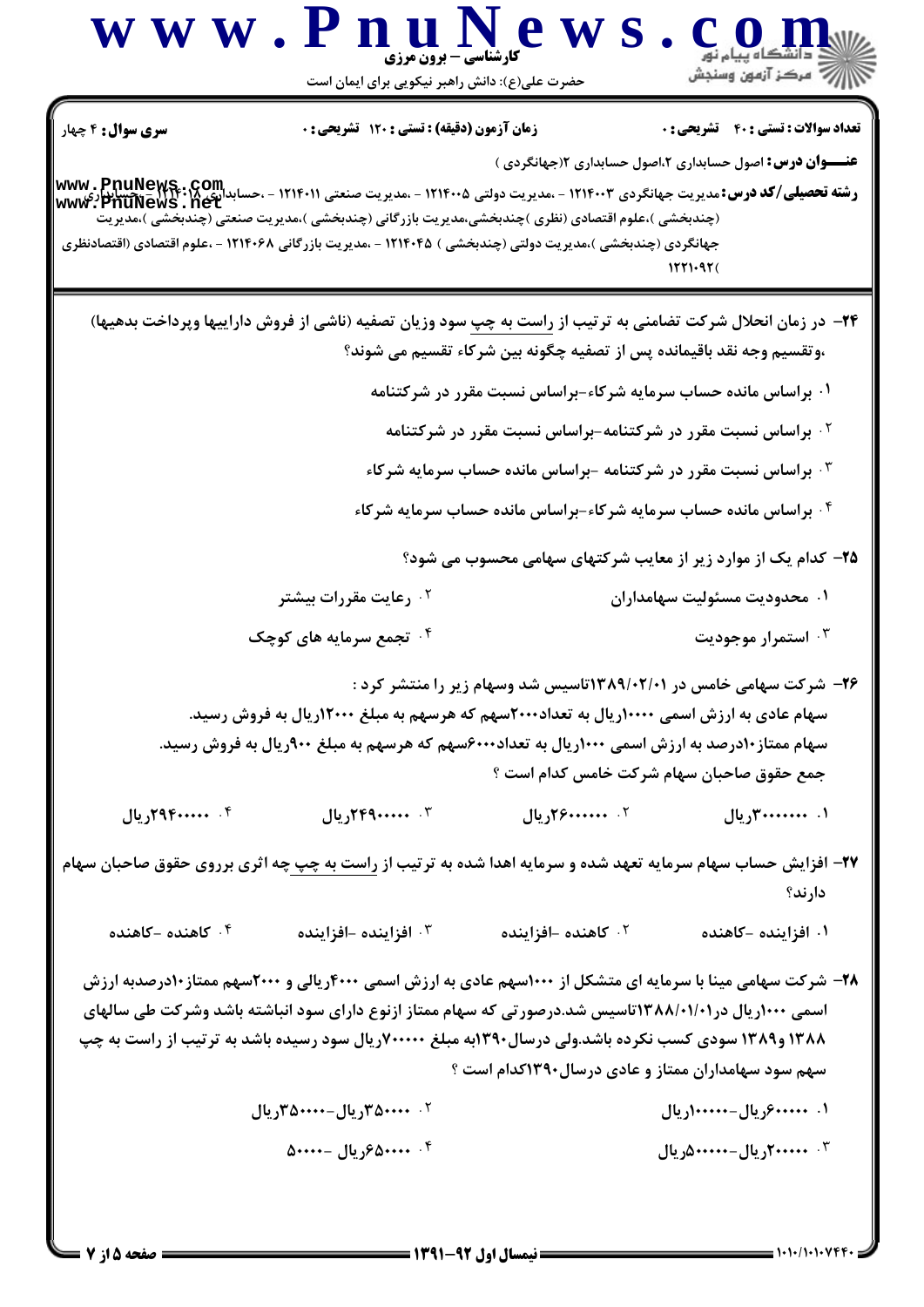**سری سوال:** ۴ چهار

**زمان آزمون (دقیقه) : تستی : ۱۲۰ تشریحی : ۰**

**تعداد سوالات : تستی : ۴۰ تشریحی : ۰**

**عنـــوان درس:** اصول حسابداری ۲،اصول حسابداری ۲(جهانگردی )

**رشته تحصیلی/کد درس:** مدیریت جهانگردی ۱۲۱۴۰۰۳ - ،مدیریت دولتی ۱۲۱۴۰۰۵ - ،مدیریت صنعتی ۱۲۱۴۰۱۱ - ،حسابداری ۱۲۱۴۰۱۸ - ،حسابداری (چندبخشی )،علوم اقتصادی (نظری )چندبخشی،مدیریت بازرگانی (چندبخشی )،مدیریت صنعتی (چندبخشی )،مدیریت جهانگردی (چندبخشی )،مدیریت دولتی (چندبخشی ) ۱۲۱۴۰۴۵ - ،مدیریت بازرگانی ۱۲۱۴۰۶۸ - ،علوم اقتصادی (اقتصادنظری ۱۲۲۱۰۹۲(

۲۴- در زمان انحلال شرکت تضامنی به ترتیب از راست به چپ سود وزیان تصفیه (ناشی از فروش داراییها وپرداخت بدهیها) ،وتقسیم وجه نقد باقیمانده پس از تصفیه چگونه بین شرکاء تقسیم می شوند؟

۱. براساس مانده حساب سرمایه شرکاء-براساس نسبت مقرر در شرکتنامه

۲. براساس نسبت مقرر در شرکتنامه-براساس نسبت مقرر در شرکتنامه

۳. براساس نسبت مقرر در شرکتنامه -براساس مانده حساب سرمایه شرکاء

۴. براساس مانده حساب سرمایه شرکاء-براساس مانده حساب سرمایه شرکاء

۲۵- کدام یک از موارد زیر از معایب شرکتهای سهامی محسوب می شود؟

۱. محدودیت مسئولیت سهامداران

۲. رعایت مقررات بیشتر

۳. استمرار موجودیت

۴. تجمع سرمایه های کوچک

۲۶- شرکت سهامی خامس در ۱۳۸۹/۰۲/۰۱تاسیس شد وسهام زیر را منتشر کرد :
سهام عادی به ارزش اسمی ۱۰۰۰۰ریال به تعداد۲۰۰۰سهم که هرسهم به مبلغ ۱۲۰۰۰ریال به فروش رسید.
سهام ممتاز۱۰درصد به ارزش اسمی ۱۰۰۰ریال به تعداد۶۰۰۰سهم که هرسهم به مبلغ ۹۰۰ریال به فروش رسید.
جمع حقوق صاحبان سهام شرکت خامس کدام است ؟

۱. ۳۰۰۰۰۰۰۰ریال

۲. ۲۶۰۰۰۰۰۰ریال

۳. ۲۴۹۰۰۰۰۰ریال

۴. ۲۹۴۰۰۰۰۰ریال

۲۷- افزایش حساب سهام سرمایه تعهد شده و سرمایه اهدا شده به ترتیب از راست به چپ چه اثری برروی حقوق صاحبان سهام دارند؟

۱. افزاینده -کاهنده

۲. کاهنده -افزاینده

۳. افزاینده -افزاینده

۴. کاهنده -کاهنده

۲۸- شرکت سهامی مینا با سرمایه ای متشکل از ۱۰۰۰سهم عادی به ارزش اسمی ۴۰۰۰ریالی و ۲۰۰۰سهم ممتاز۱۰درصدبه ارزش اسمی ۱۰۰۰ریال در۱۳۸۸/۰۱/۰۱تاسیس شد.درصورتی که سهام ممتاز ازنوع دارای سود انباشته باشد وشرکت طی سالهای ۱۳۸۸ و۱۳۸۹ سودی کسب نکرده باشد.ولی درسال۱۳۹۰به مبلغ ۷۰۰۰۰۰ریال سود رسیده باشد به ترتیب از راست به چپ سهم سود سهامداران ممتاز و عادی درسال۱۳۹۰کدام است ؟

۱. ۶۰۰۰۰۰ریال-۱۰۰۰۰۰ریال

۲. ۳۵۰۰۰۰ریال-۳۵۰۰۰۰ریال

۳. ۲۰۰۰۰۰ریال-۵۰۰۰۰۰ریال

۴. ۶۵۰۰۰۰ریال -۵۰۰۰۰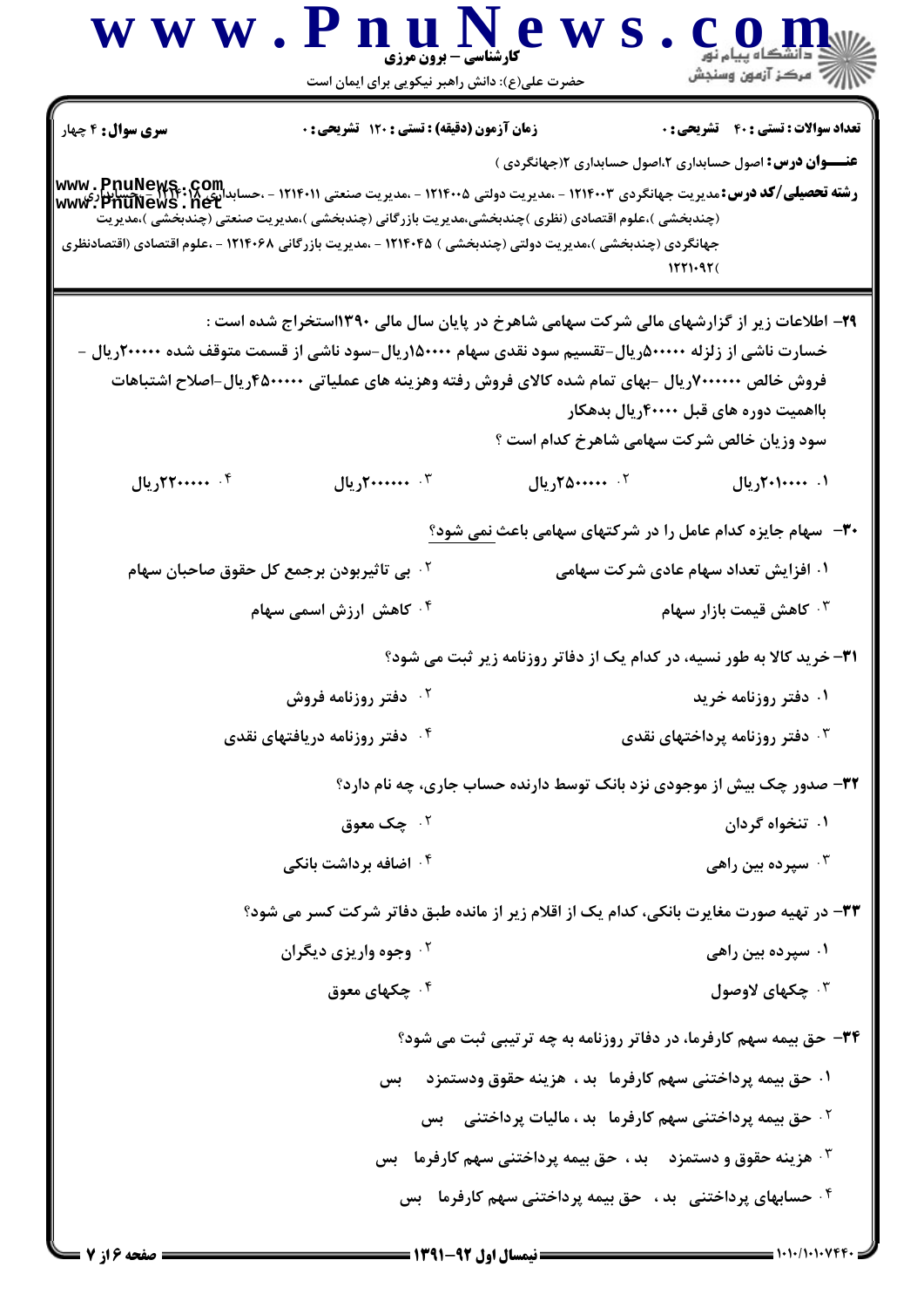**سری سوال:** ۴ چهار

**زمان آزمون (دقیقه) :** تستی : ۱۲۰ تشریحی : ۰

**تعداد سوالات :** تستی : ۴۰ تشریحی : ۰

**عنـــوان درس:** اصول حسابداری ۲،اصول حسابداری ۲(جهانگردی )

**رشته تحصیلی/کد درس:** مدیریت جهانگردی ۱۲۱۴۰۰۳ - ،مدیریت دولتی ۱۲۱۴۰۰۵ - ،مدیریت صنعتی ۱۲۱۴۰۱۱ - ،حسابداری ۱۲۱۴۰۱۸ - ،حسابداری (چندبخشی )،علوم اقتصادی (نظری )چندبخشی،مدیریت بازرگانی (چندبخشی )،مدیریت صنعتی (چندبخشی )،مدیریت جهانگردی (چندبخشی )،مدیریت دولتی (چندبخشی ) ۱۲۱۴۰۴۵ - ،مدیریت بازرگانی ۱۲۱۴۰۶۸ - ،علوم اقتصادی (اقتصادنظری ۱۲۲۱۰۹۲(

۲۹- اطلاعات زیر از گزارشهای مالی شرکت سهامی شاهرخ در پایان سال مالی ۱۳۹۰استخراج شده است :

خسارت ناشی از زلزله ۵۰۰۰۰۰ریال-تقسیم سود نقدی سهام ۱۵۰۰۰۰ریال-سود ناشی از قسمت متوقف شده ۲۰۰۰۰۰ریال - فروش خالص ۷۰۰۰۰۰۰ریال -بهای تمام شده کالای فروش رفته وهزینه های عملیاتی ۴۵۰۰۰۰۰ریال-اصلاح اشتباهات بااهمیت دوره های قبل ۴۰۰۰۰ریال بدهکار

سود وزیان خالص شرکت سهامی شاهرخ کدام است ؟

۱. ۲۰۱۰۰۰۰ریال
۲. ۲۵۰۰۰۰۰ریال
۳. ۲۰۰۰۰۰۰ریال
۴. ۲۲۰۰۰۰۰ریال

۳۰- سهام جایزه کدام عامل را در شرکتهای سهامی باعث نمی شود؟

۱. افزایش تعداد سهام عادی شرکت سهامی
۲. بی تاثیربودن برجمع کل حقوق صاحبان سهام
۳. کاهش قیمت بازار سهام
۴. کاهش ارزش اسمی سهام

۳۱- خرید کالا به طور نسیه، در کدام یک از دفاتر روزنامه زیر ثبت می شود؟

۱. دفتر روزنامه خرید
۲. دفتر روزنامه فروش
۳. دفتر روزنامه پرداختهای نقدی
۴. دفتر روزنامه دریافتهای نقدی

۳۲- صدور چک بیش از موجودی نزد بانک توسط دارنده حساب جاری، چه نام دارد؟

۱. تنخواه گردان
۲. چک معوق
۳. سپرده بین راهی
۴. اضافه برداشت بانکی

۳۳- در تهیه صورت مغایرت بانکی، کدام یک از اقلام زیر از مانده طبق دفاتر شرکت کسر می شود؟

۱. سپرده بین راهی
۲. وجوه واریزی دیگران
۳. چکهای لاوصول
۴. چکهای معوق

۳۴- حق بیمه سهم کارفرما، در دفاتر روزنامه به چه ترتیبی ثبت می شود؟

۱. حق بیمه پرداختنی سهم کارفرما بد ، هزینه حقوق ودستمزد بس
۲. حق بیمه پرداختنی سهم کارفرما بد ، مالیات پرداختنی بس
۳. هزینه حقوق و دستمزد بد ، حق بیمه پرداختنی سهم کارفرما بس
۴. حسابهای پرداختنی بد ، حق بیمه پرداختنی سهم کارفرما بس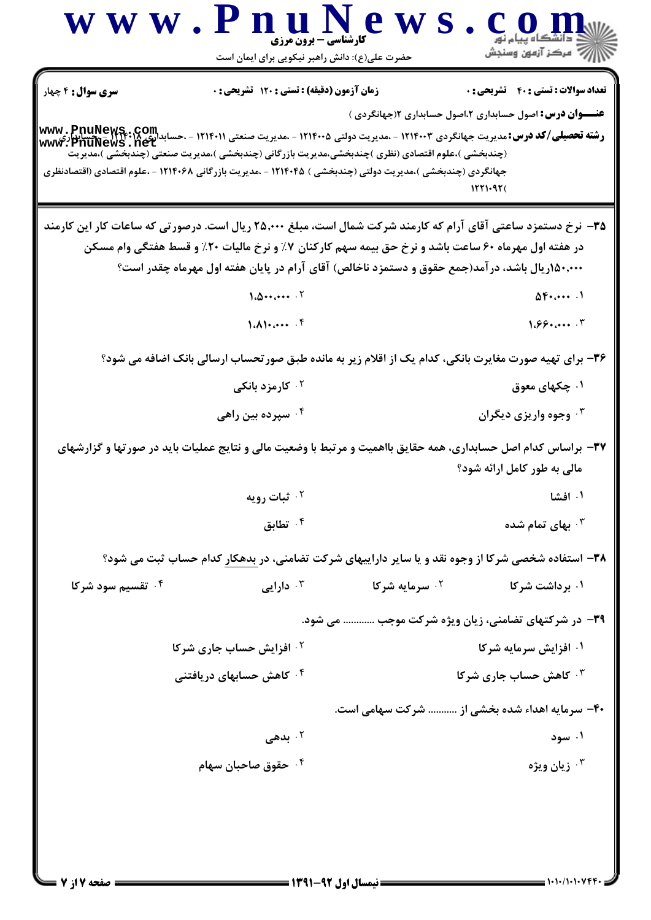**سری سوال:** ۴ چهار

**زمان آزمون (دقیقه) : تستی : ۱۲۰ تشریحی : ۰**

**تعداد سوالات : تستی : ۴۰ تشریحی : ۰**

**عنـــوان درس:** اصول حسابداری ۲،اصول حسابداری ۲(جهانگردی )

**رشته تحصیلی/کد درس:** مدیریت جهانگردی ۱۲۱۴۰۰۳ - ،مدیریت دولتی ۱۲۱۴۰۰۵ - ،مدیریت صنعتی ۱۲۱۴۰۱۱ - ،حسابداری ۱۲۱۴۰۱۸ - ،حسابداری (چندبخشی )،علوم اقتصادی (نظری )چندبخشی،مدیریت بازرگانی (چندبخشی )،مدیریت صنعتی (چندبخشی )،مدیریت جهانگردی (چندبخشی )،مدیریت دولتی (چندبخشی ) ۱۲۱۴۰۴۵ - ،مدیریت بازرگانی ۱۲۱۴۰۶۸ - ،علوم اقتصادی (اقتصادنظری ۱۲۲۱۰۹۲(

۳۵- نرخ دستمزد ساعتی آقای آرام که کارمند شرکت شمال است، مبلغ ۲۵،۰۰۰ ریال است. درصورتی که ساعات کار این کارمند در هفته اول مهرماه ۶۰ ساعت باشد و نرخ حق بیمه سهم کارکنان ۷٪ و نرخ مالیات ۲۰٪ و قسط هفتگی وام مسکن ۱۵۰،۰۰۰ریال باشد، درآمد(جمع حقوق و دستمزد ناخالص) آقای آرام در پایان هفته اول مهرماه چقدر است؟

۱. ۵۴۰،۰۰۰

۲. ۱،۵۰۰،۰۰۰

۳. ۱،۶۶۰،۰۰۰

۴. ۱،۸۱۰،۰۰۰

۳۶- برای تهیه صورت مغایرت بانکی، کدام یک از اقلام زیر به مانده طبق صورتحساب ارسالی بانک اضافه می شود؟

۱. چکهای معوق

۲. کارمزد بانکی

۳. وجوه واریزی دیگران

۴. سپرده بین راهی

۳۷- براساس کدام اصل حسابداری، همه حقایق بااهمیت و مرتبط با وضعیت مالی و نتایج عملیات باید در صورتها و گزارشهای مالی به طور کامل ارائه شود؟

۱. افشا

۲. ثبات رویه

۳. بهای تمام شده

۴. تطابق

۳۸- استفاده شخصی شرکا از وجوه نقد و یا سایر داراییهای شرکت تضامنی، در بدهکار کدام حساب ثبت می شود؟

۱. برداشت شرکا

۲. سرمایه شرکا

۳. دارایی

۴. تقسیم سود شرکا

۳۹- در شرکتهای تضامنی، زیان ویژه شرکت موجب ........... می شود.

۱. افزایش سرمایه شرکا

۲. افزایش حساب جاری شرکا

۳. کاهش حساب جاری شرکا

۴. کاهش حسابهای دریافتنی

۴۰- سرمایه اهداء شده بخشی از .......... شرکت سهامی است.

۱. سود

۲. بدهی

۳. زیان ویژه

۴. حقوق صاحبان سهام